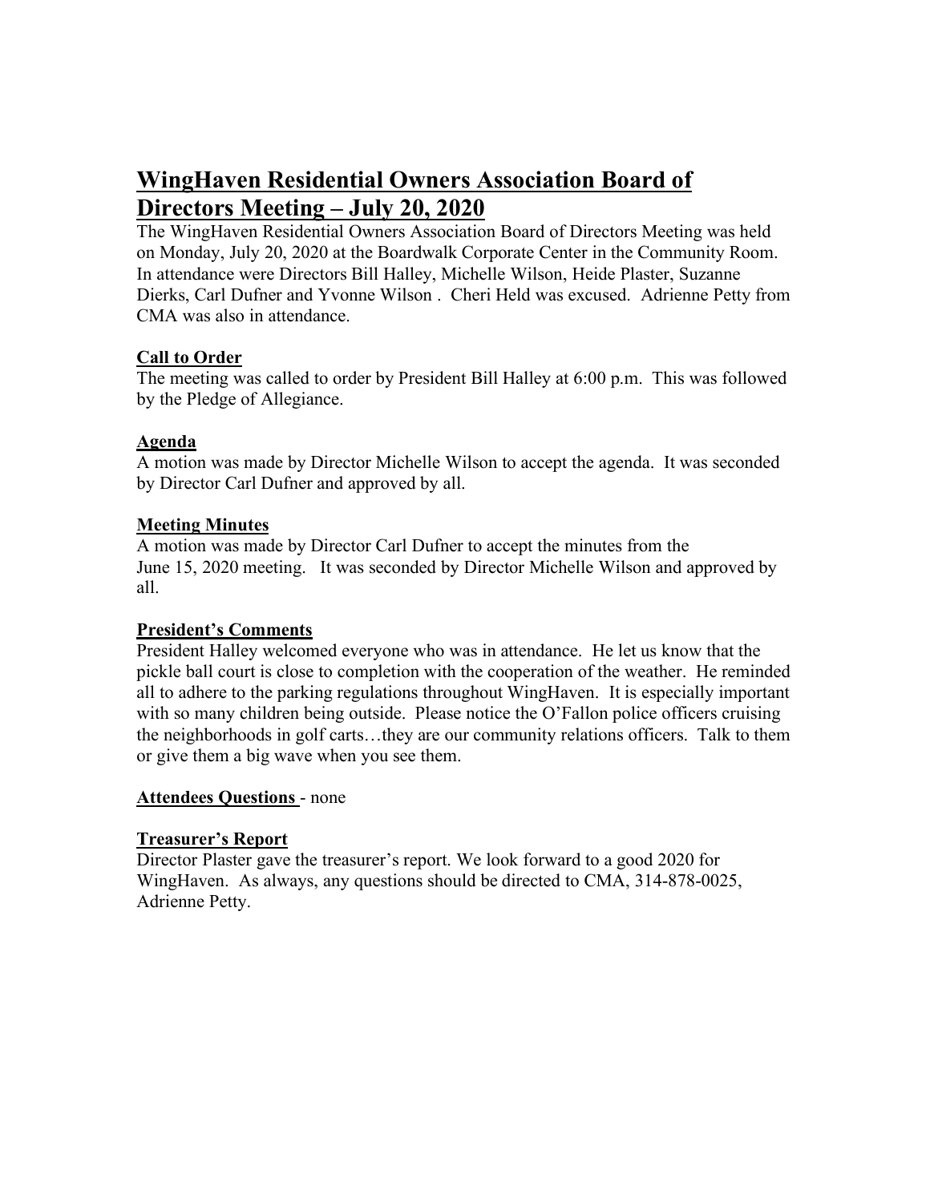# WingHaven Residential Owners Association Board of Directors Meeting – July 20, 2020

The WingHaven Residential Owners Association Board of Directors Meeting was held on Monday, July 20, 2020 at the Boardwalk Corporate Center in the Community Room. In attendance were Directors Bill Halley, Michelle Wilson, Heide Plaster, Suzanne Dierks, Carl Dufner and Yvonne Wilson . Cheri Held was excused. Adrienne Petty from CMA was also in attendance.

**Call to Order**

The meeting was called to order by President Bill Halley at 6:00 p.m. This was followed by the Pledge of Allegiance.

**Agenda**

A motion was made by Director Michelle Wilson to accept the agenda. It was seconded by Director Carl Dufner and approved by all.

**Meeting Minutes**

A motion was made by Director Carl Dufner to accept the minutes from the June 15, 2020 meeting. It was seconded by Director Michelle Wilson and approved by all.

**President's Comments**

President Halley welcomed everyone who was in attendance. He let us know that the pickle ball court is close to completion with the cooperation of the weather. He reminded all to adhere to the parking regulations throughout WingHaven. It is especially important with so many children being outside. Please notice the O'Fallon police officers cruising the neighborhoods in golf carts…they are our community relations officers. Talk to them or give them a big wave when you see them.

**Attendees Questions** - none

**Treasurer's Report**

Director Plaster gave the treasurer's report. We look forward to a good 2020 for WingHaven. As always, any questions should be directed to CMA, 314-878-0025, Adrienne Petty.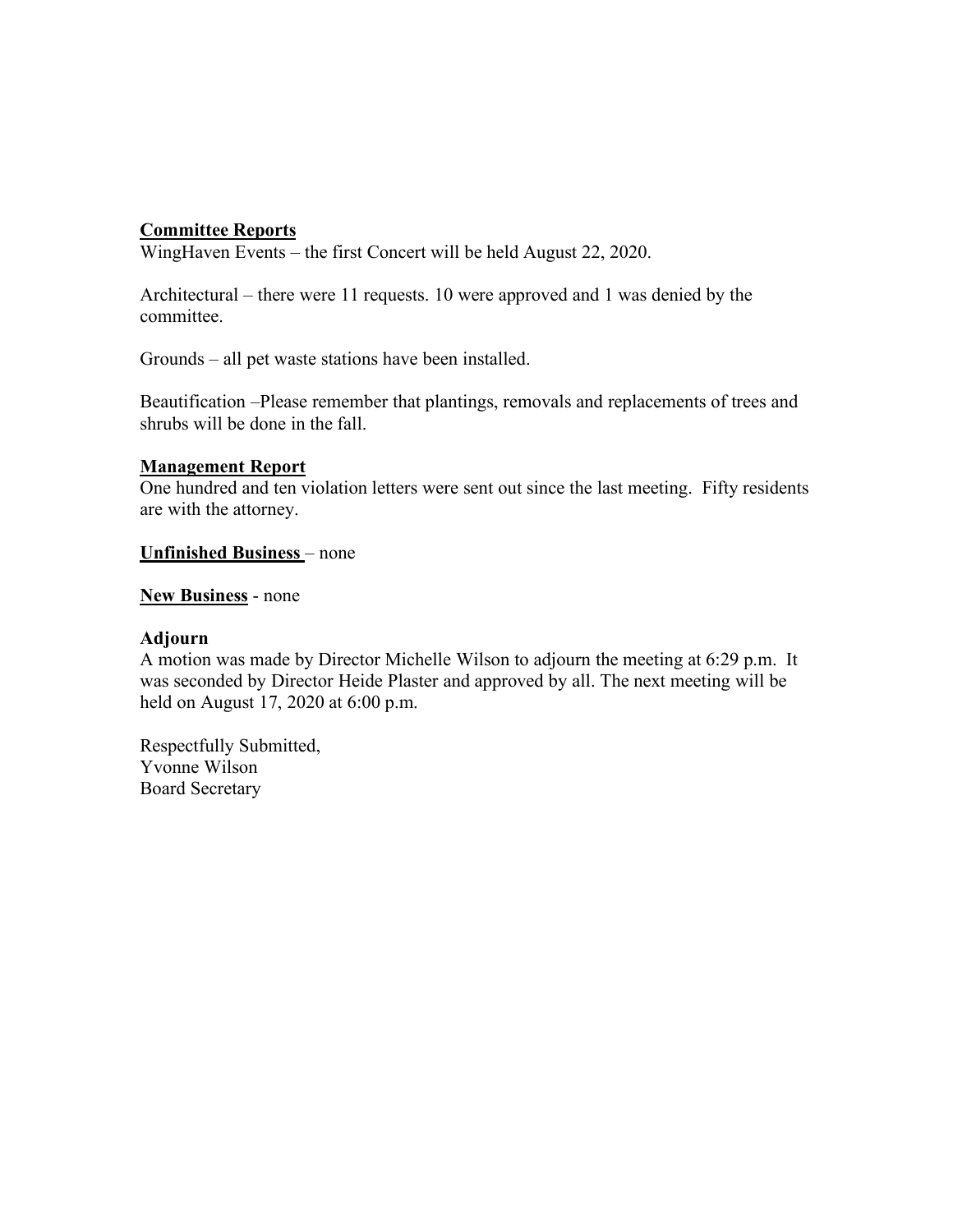**Committee Reports**

WingHaven Events – the first Concert will be held August 22, 2020.

Architectural – there were 11 requests. 10 were approved and 1 was denied by the committee.

Grounds – all pet waste stations have been installed.

Beautification –Please remember that plantings, removals and replacements of trees and shrubs will be done in the fall.

**Management Report**

One hundred and ten violation letters were sent out since the last meeting. Fifty residents are with the attorney.

**Unfinished Business** – none

**New Business** - none

**Adjourn**

A motion was made by Director Michelle Wilson to adjourn the meeting at 6:29 p.m. It was seconded by Director Heide Plaster and approved by all. The next meeting will be held on August 17, 2020 at 6:00 p.m.

Respectfully Submitted,
Yvonne Wilson
Board Secretary